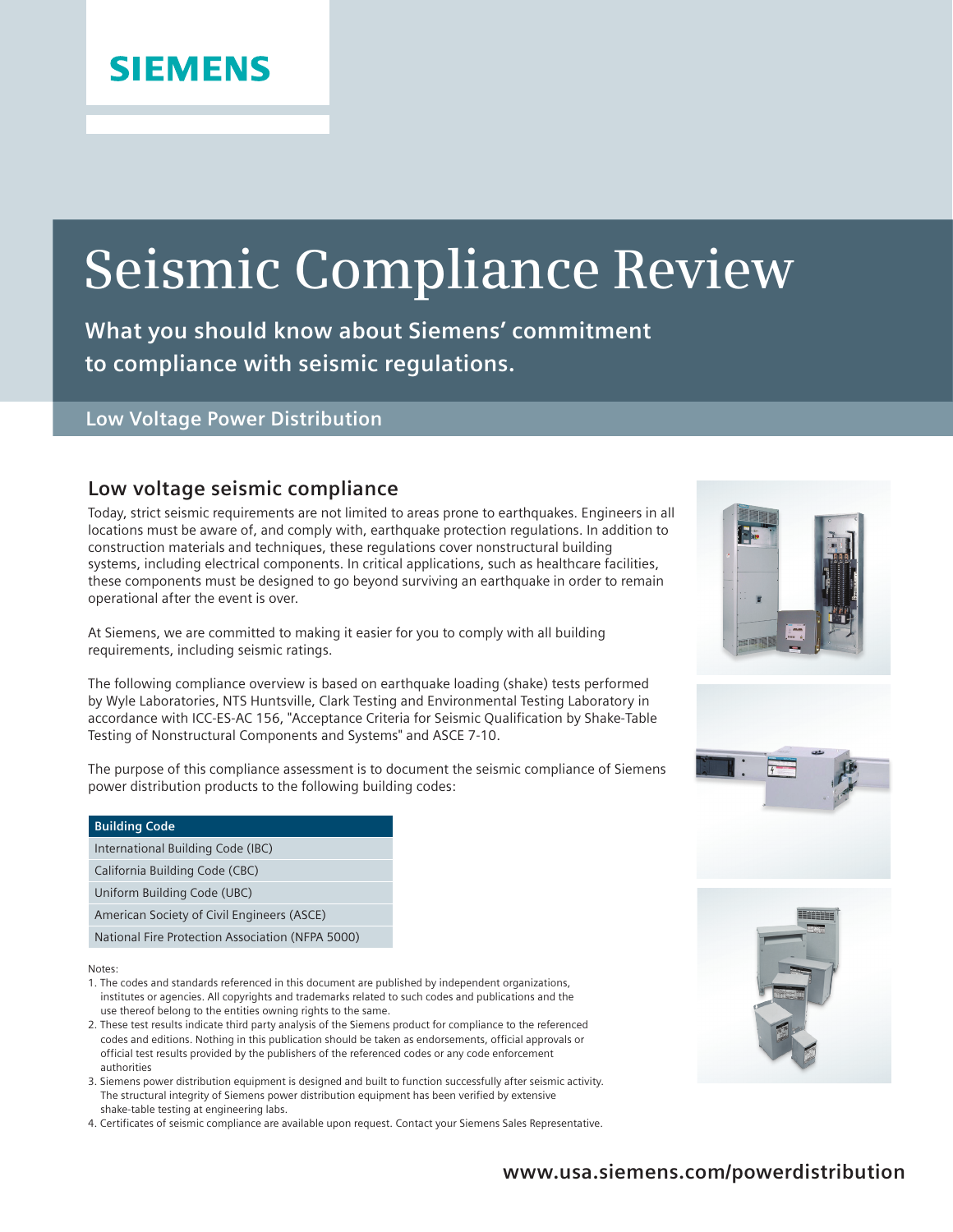SIEMENS

# Seismic Compliance Review

**What you should know about Siemens' commitment to compliance with seismic regulations.**

**Low Voltage Power Distribution**

## Low voltage seismic compliance

Today, strict seismic requirements are not limited to areas prone to earthquakes. Engineers in all locations must be aware of, and comply with, earthquake protection regulations. In addition to construction materials and techniques, these regulations cover nonstructural building systems, including electrical components. In critical applications, such as healthcare facilities, these components must be designed to go beyond surviving an earthquake in order to remain operational after the event is over.

At Siemens, we are committed to making it easier for you to comply with all building requirements, including seismic ratings.

The following compliance overview is based on earthquake loading (shake) tests performed by Wyle Laboratories, NTS Huntsville, Clark Testing and Environmental Testing Laboratory in accordance with ICC-ES-AC 156, "Acceptance Criteria for Seismic Qualification by Shake-Table Testing of Nonstructural Components and Systems" and ASCE 7-10.

The purpose of this compliance assessment is to document the seismic compliance of Siemens power distribution products to the following building codes:

| Building Code |
| --- |
| International Building Code (IBC) |
| California Building Code (CBC) |
| Uniform Building Code (UBC) |
| American Society of Civil Engineers (ASCE) |
| National Fire Protection Association (NFPA 5000) |

Notes:

1. The codes and standards referenced in this document are published by independent organizations, institutes or agencies. All copyrights and trademarks related to such codes and publications and the use thereof belong to the entities owning rights to the same.
2. These test results indicate third party analysis of the Siemens product for compliance to the referenced codes and editions. Nothing in this publication should be taken as endorsements, official approvals or official test results provided by the publishers of the referenced codes or any code enforcement authorities
3. Siemens power distribution equipment is designed and built to function successfully after seismic activity. The structural integrity of Siemens power distribution equipment has been verified by extensive shake-table testing at engineering labs.
4. Certificates of seismic compliance are available upon request. Contact your Siemens Sales Representative.

**www.usa.siemens.com/powerdistribution**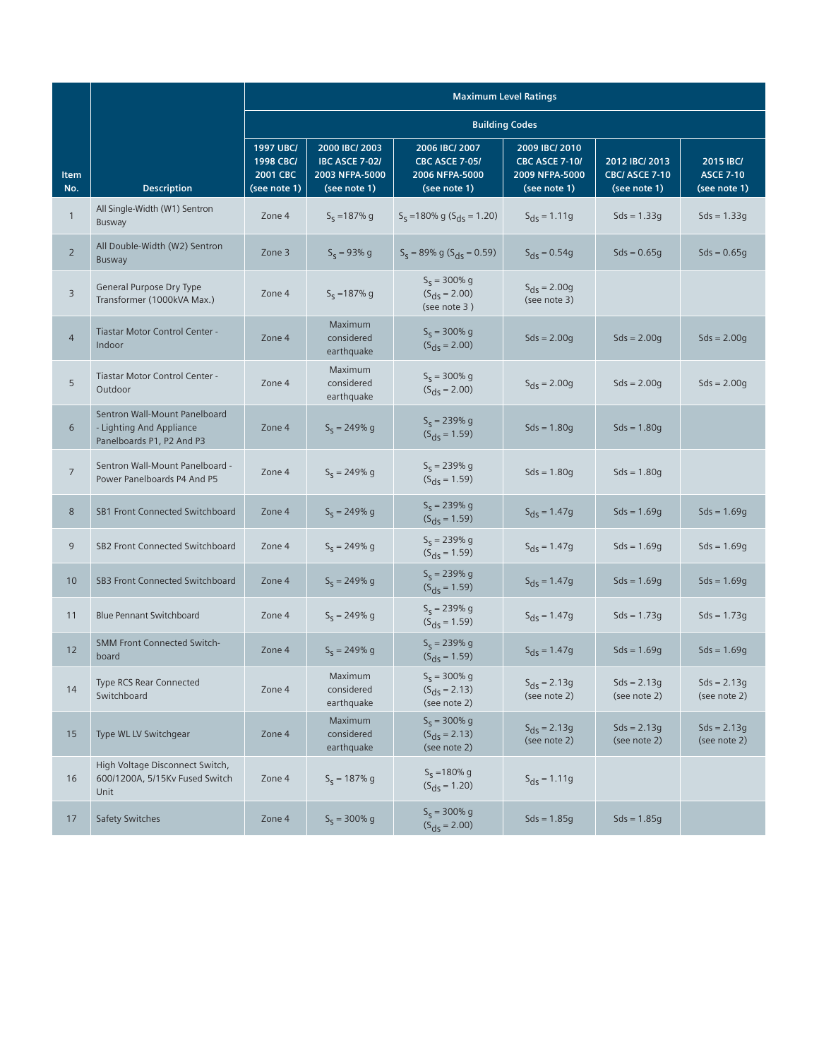| Item No. | Description | Maximum Level Ratings | | | | | |
|---|---|---|---|---|---|---|---|
| | | Building Codes | | | | | |
| | | 1997 UBC/ 1998 CBC/ 2001 CBC (see note 1) | 2000 IBC/ 2003 IBC ASCE 7-02/ 2003 NFPA-5000 (see note 1) | 2006 IBC/ 2007 CBC ASCE 7-05/ 2006 NFPA-5000 (see note 1) | 2009 IBC/ 2010 CBC ASCE 7-10/ 2009 NFPA-5000 (see note 1) | 2012 IBC/ 2013 CBC/ ASCE 7-10 (see note 1) | 2015 IBC/ ASCE 7-10 (see note 1) |
| 1 | All Single-Width (W1) Sentron Busway | Zone 4 | $S_s$ =187% g | $S_s$ =180% g ($S_{ds}$ = 1.20) | $S_{ds}$ = 1.11g | Sds = 1.33g | Sds = 1.33g |
| 2 | All Double-Width (W2) Sentron Busway | Zone 3 | $S_s$ = 93% g | $S_s$ = 89% g ($S_{ds}$ = 0.59) | $S_{ds}$ = 0.54g | Sds = 0.65g | Sds = 0.65g |
| 3 | General Purpose Dry Type Transformer (1000kVA Max.) | Zone 4 | $S_s$ =187% g | $S_s$ = 300% g ($S_{ds}$ = 2.00) (see note 3 ) | $S_{ds}$ = 2.00g (see note 3) | | |
| 4 | Tiastar Motor Control Center - Indoor | Zone 4 | Maximum considered earthquake | $S_s$ = 300% g ($S_{ds}$ = 2.00) | Sds = 2.00g | Sds = 2.00g | Sds = 2.00g |
| 5 | Tiastar Motor Control Center - Outdoor | Zone 4 | Maximum considered earthquake | $S_s$ = 300% g ($S_{ds}$ = 2.00) | $S_{ds}$ = 2.00g | Sds = 2.00g | Sds = 2.00g |
| 6 | Sentron Wall-Mount Panelboard - Lighting And Appliance Panelboards P1, P2 And P3 | Zone 4 | $S_s$ = 249% g | $S_s$ = 239% g ($S_{ds}$ = 1.59) | Sds = 1.80g | Sds = 1.80g | |
| 7 | Sentron Wall-Mount Panelboard - Power Panelboards P4 And P5 | Zone 4 | $S_s$ = 249% g | $S_s$ = 239% g ($S_{ds}$ = 1.59) | Sds = 1.80g | Sds = 1.80g | |
| 8 | SB1 Front Connected Switchboard | Zone 4 | $S_s$ = 249% g | $S_s$ = 239% g ($S_{ds}$ = 1.59) | $S_{ds}$ = 1.47g | Sds = 1.69g | Sds = 1.69g |
| 9 | SB2 Front Connected Switchboard | Zone 4 | $S_s$ = 249% g | $S_s$ = 239% g ($S_{ds}$ = 1.59) | $S_{ds}$ = 1.47g | Sds = 1.69g | Sds = 1.69g |
| 10 | SB3 Front Connected Switchboard | Zone 4 | $S_s$ = 249% g | $S_s$ = 239% g ($S_{ds}$ = 1.59) | $S_{ds}$ = 1.47g | Sds = 1.69g | Sds = 1.69g |
| 11 | Blue Pennant Switchboard | Zone 4 | $S_s$ = 249% g | $S_s$ = 239% g ($S_{ds}$ = 1.59) | $S_{ds}$ = 1.47g | Sds = 1.73g | Sds = 1.73g |
| 12 | SMM Front Connected Switch-board | Zone 4 | $S_s$ = 249% g | $S_s$ = 239% g ($S_{ds}$ = 1.59) | $S_{ds}$ = 1.47g | Sds = 1.69g | Sds = 1.69g |
| 14 | Type RCS Rear Connected Switchboard | Zone 4 | Maximum considered earthquake | $S_s$ = 300% g ($S_{ds}$ = 2.13) (see note 2) | $S_{ds}$ = 2.13g (see note 2) | Sds = 2.13g (see note 2) | Sds = 2.13g (see note 2) |
| 15 | Type WL LV Switchgear | Zone 4 | Maximum considered earthquake | $S_s$ = 300% g ($S_{ds}$ = 2.13) (see note 2) | $S_{ds}$ = 2.13g (see note 2) | Sds = 2.13g (see note 2) | Sds = 2.13g (see note 2) |
| 16 | High Voltage Disconnect Switch, 600/1200A, 5/15Kv Fused Switch Unit | Zone 4 | $S_s$ = 187% g | $S_s$ =180% g ($S_{ds}$ = 1.20) | $S_{ds}$ = 1.11g | | |
| 17 | Safety Switches | Zone 4 | $S_s$ = 300% g | $S_s$ = 300% g ($S_{ds}$ = 2.00) | Sds = 1.85g | Sds = 1.85g | |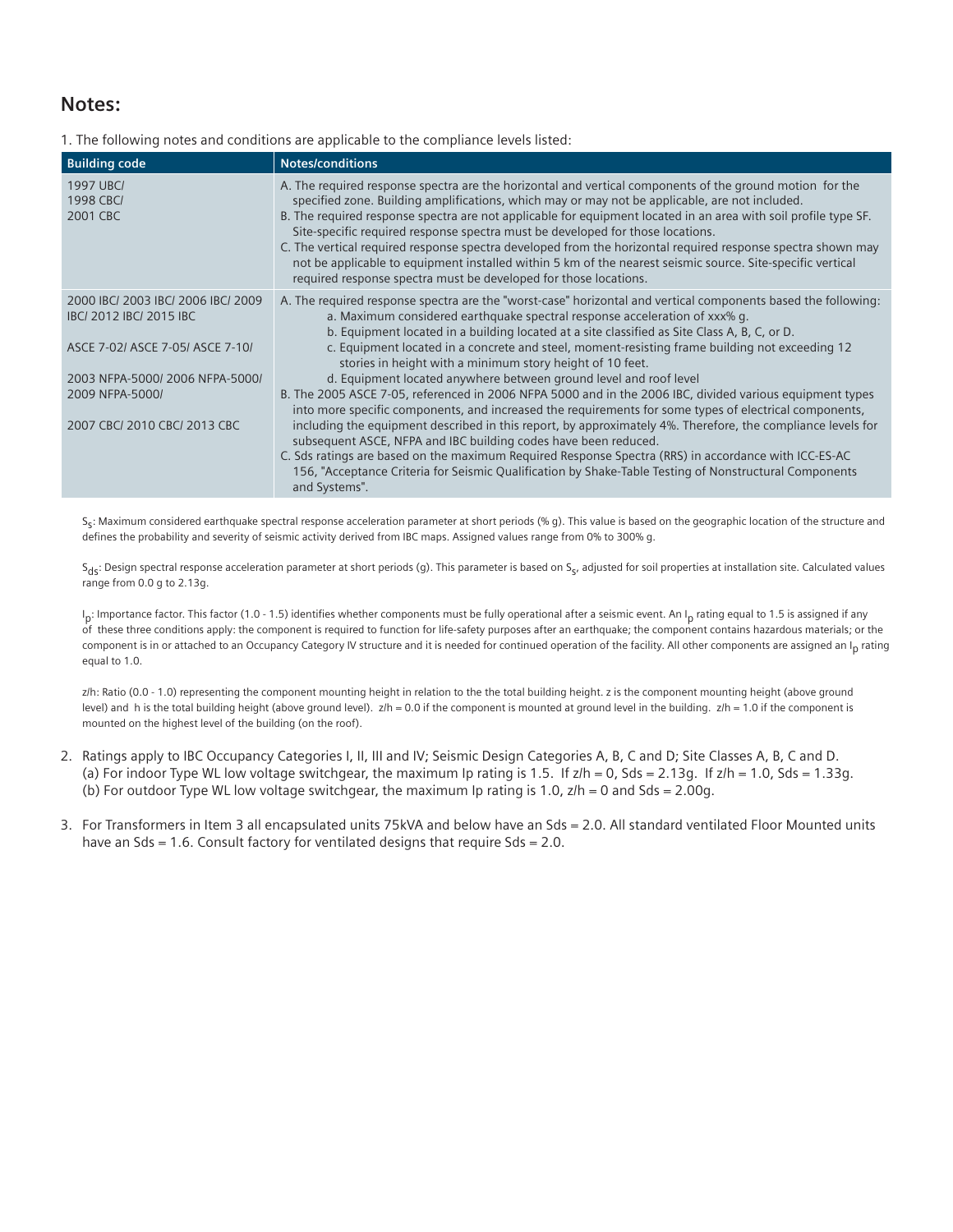## Notes:

1. The following notes and conditions are applicable to the compliance levels listed:

| Building code | Notes/conditions |
|---|---|
| 1997 UBC/ 1998 CBC/ 2001 CBC | A. The required response spectra are the horizontal and vertical components of the ground motion for the specified zone. Building amplifications, which may or may not be applicable, are not included.<br>B. The required response spectra are not applicable for equipment located in an area with soil profile type SF. Site-specific required response spectra must be developed for those locations.<br>C. The vertical required response spectra developed from the horizontal required response spectra shown may not be applicable to equipment installed within 5 km of the nearest seismic source. Site-specific vertical required response spectra must be developed for those locations. |
| 2000 IBC/ 2003 IBC/ 2006 IBC/ 2009 IBC/ 2012 IBC/ 2015 IBC<br><br>ASCE 7-02/ ASCE 7-05/ ASCE 7-10/<br><br>2003 NFPA-5000/ 2006 NFPA-5000/ 2009 NFPA-5000/<br><br>2007 CBC/ 2010 CBC/ 2013 CBC | A. The required response spectra are the "worst-case" horizontal and vertical components based the following:<br>a. Maximum considered earthquake spectral response acceleration of xxx% g.<br>b. Equipment located in a building located at a site classified as Site Class A, B, C, or D.<br>c. Equipment located in a concrete and steel, moment-resisting frame building not exceeding 12 stories in height with a minimum story height of 10 feet.<br>d. Equipment located anywhere between ground level and roof level<br>B. The 2005 ASCE 7-05, referenced in 2006 NFPA 5000 and in the 2006 IBC, divided various equipment types into more specific components, and increased the requirements for some types of electrical components, including the equipment described in this report, by approximately 4%. Therefore, the compliance levels for subsequent ASCE, NFPA and IBC building codes have been reduced.<br>C. Sds ratings are based on the maximum Required Response Spectra (RRS) in accordance with ICC-ES-AC 156, "Acceptance Criteria for Seismic Qualification by Shake-Table Testing of Nonstructural Components and Systems". |

$S_s$: Maximum considered earthquake spectral response acceleration parameter at short periods (% g). This value is based on the geographic location of the structure and defines the probability and severity of seismic activity derived from IBC maps. Assigned values range from 0% to 300% g.

$S_{ds}$: Design spectral response acceleration parameter at short periods (g). This parameter is based on $S_s$, adjusted for soil properties at installation site. Calculated values range from 0.0 g to 2.13g.

$I_p$: Importance factor. This factor (1.0 - 1.5) identifies whether components must be fully operational after a seismic event. An $I_p$ rating equal to 1.5 is assigned if any of these three conditions apply: the component is required to function for life-safety purposes after an earthquake; the component contains hazardous materials; or the component is in or attached to an Occupancy Category IV structure and it is needed for continued operation of the facility. All other components are assigned an $I_p$ rating equal to 1.0.

z/h: Ratio (0.0 - 1.0) representing the component mounting height in relation to the the total building height. z is the component mounting height (above ground level) and h is the total building height (above ground level). z/h = 0.0 if the component is mounted at ground level in the building. z/h = 1.0 if the component is mounted on the highest level of the building (on the roof).

2. Ratings apply to IBC Occupancy Categories I, II, III and IV; Seismic Design Categories A, B, C and D; Site Classes A, B, C and D.
   (a) For indoor Type WL low voltage switchgear, the maximum Ip rating is 1.5. If z/h = 0, Sds = 2.13g. If z/h = 1.0, Sds = 1.33g.
   (b) For outdoor Type WL low voltage switchgear, the maximum Ip rating is 1.0, z/h = 0 and Sds = 2.00g.

3. For Transformers in Item 3 all encapsulated units 75kVA and below have an Sds = 2.0. All standard ventilated Floor Mounted units have an Sds = 1.6. Consult factory for ventilated designs that require Sds = 2.0.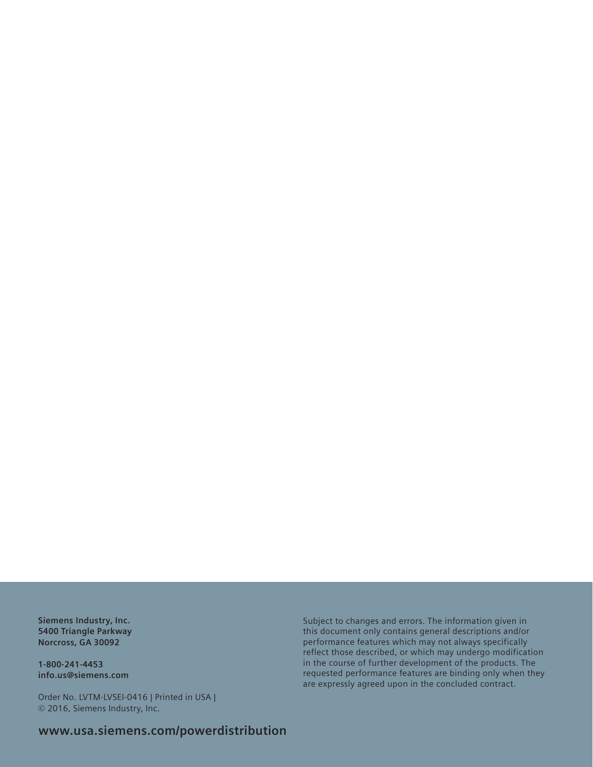**Siemens Industry, Inc.**
**5400 Triangle Parkway**
**Norcross, GA 30092**

**1-800-241-4453**
**info.us@siemens.com**

Order No. LVTM-LVSEI-0416 | Printed in USA |
© 2016, Siemens Industry, Inc.

**www.usa.siemens.com/powerdistribution**

Subject to changes and errors. The information given in this document only contains general descriptions and/or performance features which may not always specifically reflect those described, or which may undergo modification in the course of further development of the products. The requested performance features are binding only when they are expressly agreed upon in the concluded contract.